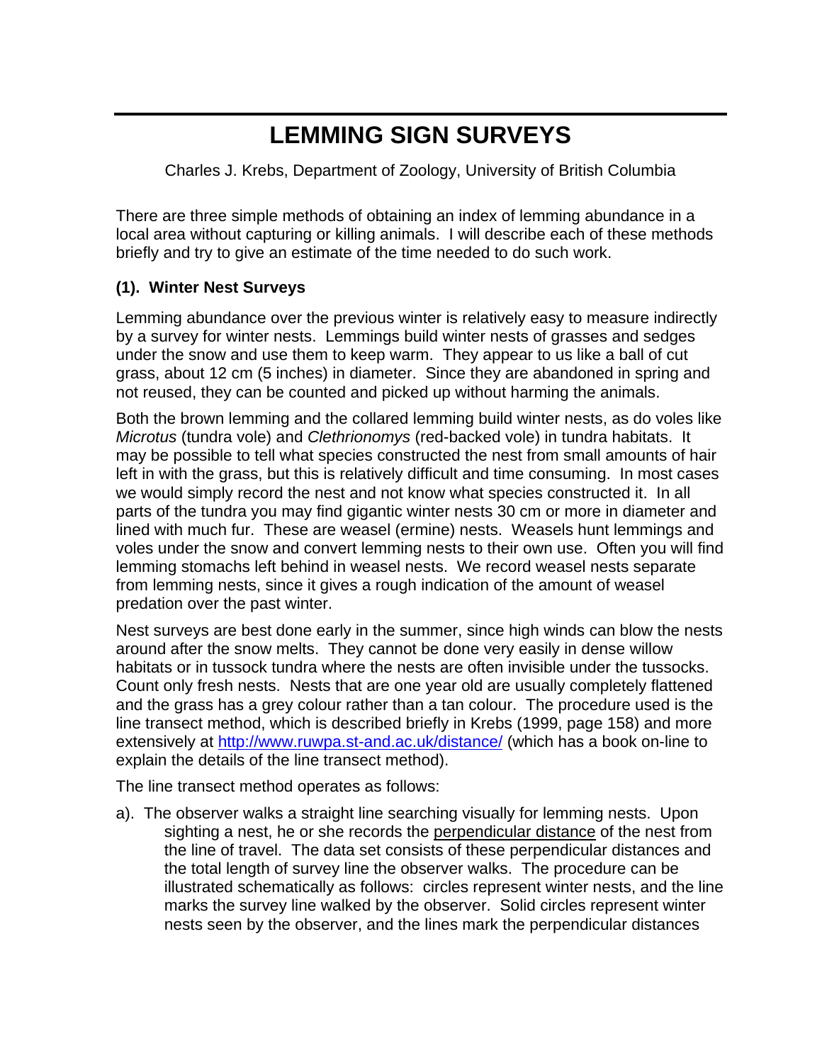# LEMMING SIGN SURVEYS

Charles J. Krebs, Department of Zoology, University of British Columbia

There are three simple methods of obtaining an index of lemming abundance in a local area without capturing or killing animals. I will describe each of these methods briefly and try to give an estimate of the time needed to do such work.

### (1). Winter Nest Surveys

Lemming abundance over the previous winter is relatively easy to measure indirectly by a survey for winter nests. Lemmings build winter nests of grasses and sedges under the snow and use them to keep warm. They appear to us like a ball of cut grass, about 12 cm (5 inches) in diameter. Since they are abandoned in spring and not reused, they can be counted and picked up without harming the animals.

Both the brown lemming and the collared lemming build winter nests, as do voles like *Microtus* (tundra vole) and *Clethrionomys* (red-backed vole) in tundra habitats. It may be possible to tell what species constructed the nest from small amounts of hair left in with the grass, but this is relatively difficult and time consuming. In most cases we would simply record the nest and not know what species constructed it. In all parts of the tundra you may find gigantic winter nests 30 cm or more in diameter and lined with much fur. These are weasel (ermine) nests. Weasels hunt lemmings and voles under the snow and convert lemming nests to their own use. Often you will find lemming stomachs left behind in weasel nests. We record weasel nests separate from lemming nests, since it gives a rough indication of the amount of weasel predation over the past winter.

Nest surveys are best done early in the summer, since high winds can blow the nests around after the snow melts. They cannot be done very easily in dense willow habitats or in tussock tundra where the nests are often invisible under the tussocks. Count only fresh nests. Nests that are one year old are usually completely flattened and the grass has a grey colour rather than a tan colour. The procedure used is the line transect method, which is described briefly in Krebs (1999, page 158) and more extensively at http://www.ruwpa.st-and.ac.uk/distance/ (which has a book on-line to explain the details of the line transect method).

The line transect method operates as follows:

a). The observer walks a straight line searching visually for lemming nests. Upon sighting a nest, he or she records the <u>perpendicular distance</u> of the nest from the line of travel. The data set consists of these perpendicular distances and the total length of survey line the observer walks. The procedure can be illustrated schematically as follows: circles represent winter nests, and the line marks the survey line walked by the observer. Solid circles represent winter nests seen by the observer, and the lines mark the perpendicular distances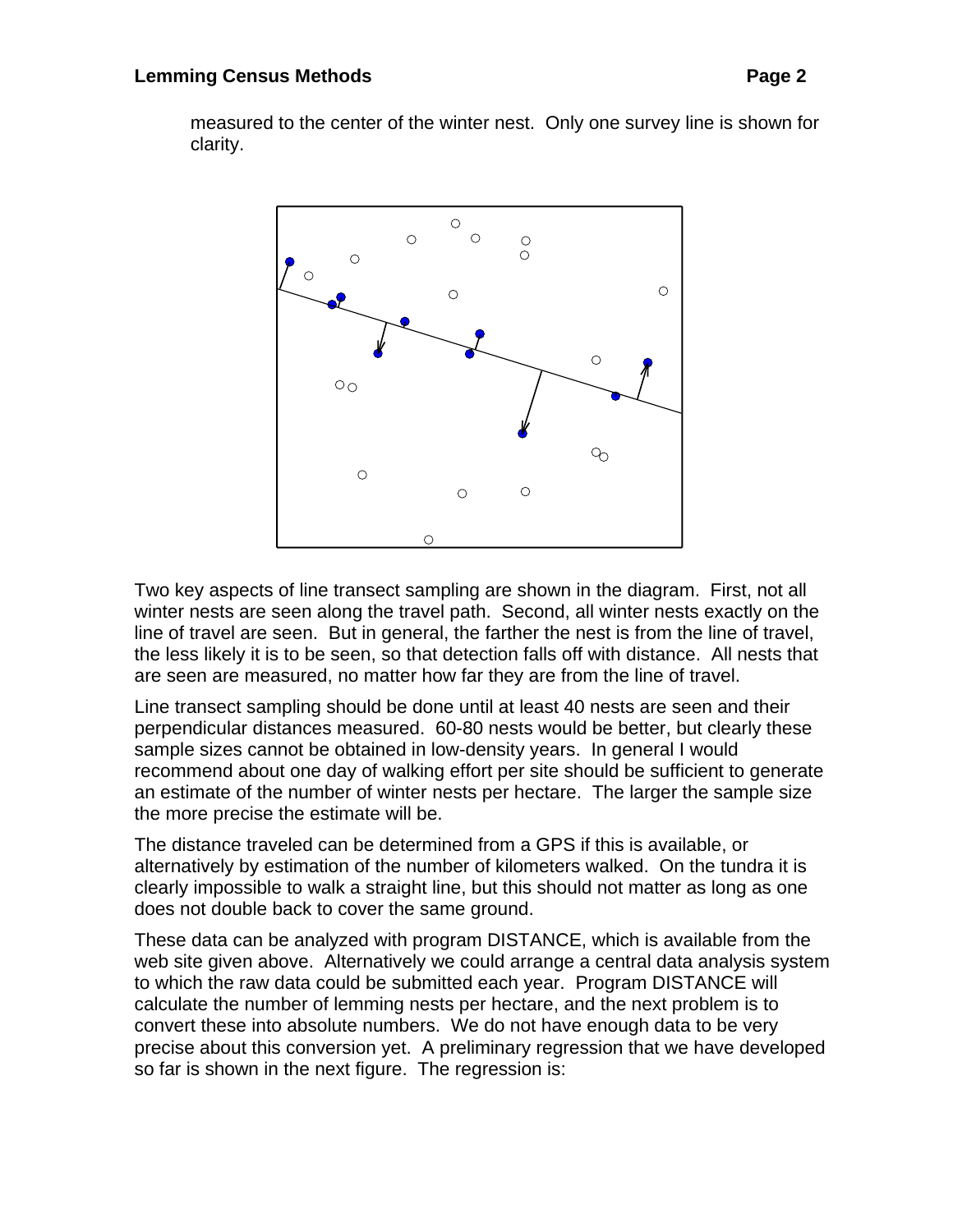measured to the center of the winter nest. Only one survey line is shown for clarity.

Two key aspects of line transect sampling are shown in the diagram. First, not all winter nests are seen along the travel path. Second, all winter nests exactly on the line of travel are seen. But in general, the farther the nest is from the line of travel, the less likely it is to be seen, so that detection falls off with distance. All nests that are seen are measured, no matter how far they are from the line of travel.

Line transect sampling should be done until at least 40 nests are seen and their perpendicular distances measured. 60-80 nests would be better, but clearly these sample sizes cannot be obtained in low-density years. In general I would recommend about one day of walking effort per site should be sufficient to generate an estimate of the number of winter nests per hectare. The larger the sample size the more precise the estimate will be.

The distance traveled can be determined from a GPS if this is available, or alternatively by estimation of the number of kilometers walked. On the tundra it is clearly impossible to walk a straight line, but this should not matter as long as one does not double back to cover the same ground.

These data can be analyzed with program DISTANCE, which is available from the web site given above. Alternatively we could arrange a central data analysis system to which the raw data could be submitted each year. Program DISTANCE will calculate the number of lemming nests per hectare, and the next problem is to convert these into absolute numbers. We do not have enough data to be very precise about this conversion yet. A preliminary regression that we have developed so far is shown in the next figure. The regression is: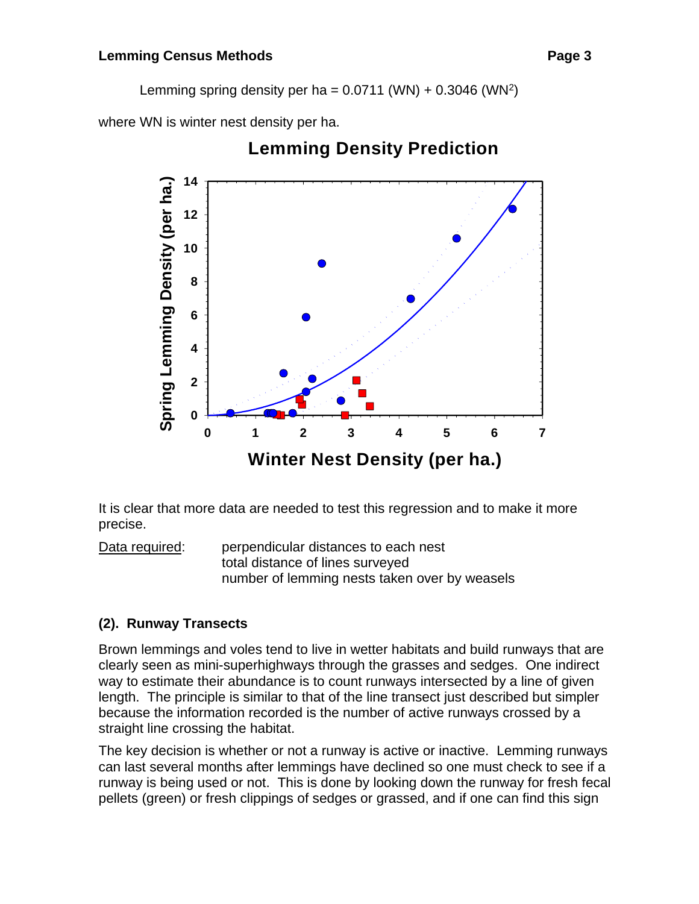Lemming spring density per ha = 0.0711 (WN) + 0.3046 ($WN^2$)

where WN is winter nest density per ha.

It is clear that more data are needed to test this regression and to make it more precise.

Data required:
- perpendicular distances to each nest
- total distance of lines surveyed
- number of lemming nests taken over by weasels

### (2). Runway Transects

Brown lemmings and voles tend to live in wetter habitats and build runways that are clearly seen as mini-superhighways through the grasses and sedges. One indirect way to estimate their abundance is to count runways intersected by a line of given length. The principle is similar to that of the line transect just described but simpler because the information recorded is the number of active runways crossed by a straight line crossing the habitat.

The key decision is whether or not a runway is active or inactive. Lemming runways can last several months after lemmings have declined so one must check to see if a runway is being used or not. This is done by looking down the runway for fresh fecal pellets (green) or fresh clippings of sedges or grassed, and if one can find this sign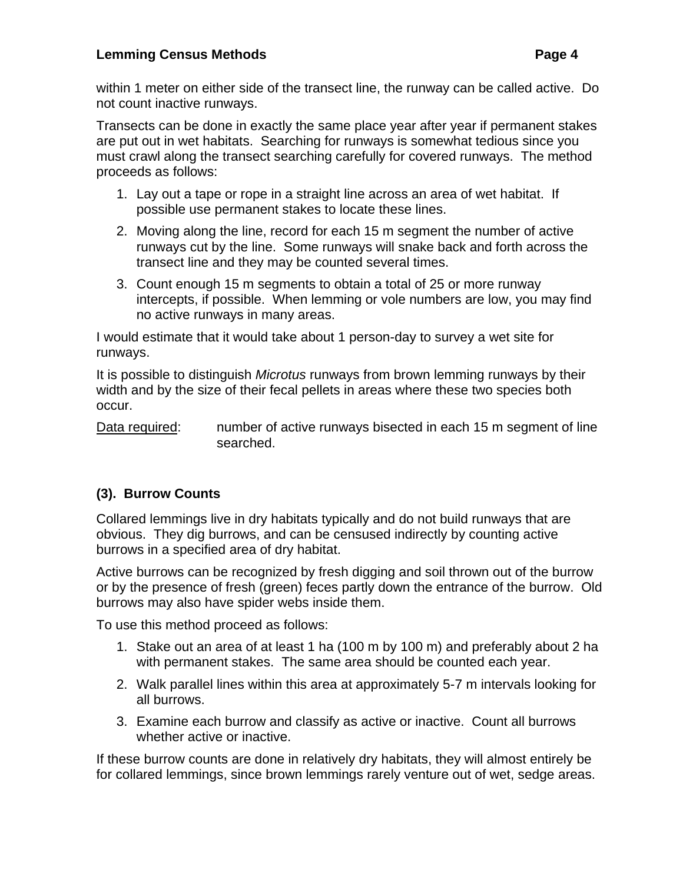within 1 meter on either side of the transect line, the runway can be called active. Do not count inactive runways.

Transects can be done in exactly the same place year after year if permanent stakes are put out in wet habitats. Searching for runways is somewhat tedious since you must crawl along the transect searching carefully for covered runways. The method proceeds as follows:

1. Lay out a tape or rope in a straight line across an area of wet habitat. If possible use permanent stakes to locate these lines.
2. Moving along the line, record for each 15 m segment the number of active runways cut by the line. Some runways will snake back and forth across the transect line and they may be counted several times.
3. Count enough 15 m segments to obtain a total of 25 or more runway intercepts, if possible. When lemming or vole numbers are low, you may find no active runways in many areas.

I would estimate that it would take about 1 person-day to survey a wet site for runways.

It is possible to distinguish *Microtus* runways from brown lemming runways by their width and by the size of their fecal pellets in areas where these two species both occur.

<u>Data required</u>: number of active runways bisected in each 15 m segment of line searched.

### (3). Burrow Counts

Collared lemmings live in dry habitats typically and do not build runways that are obvious. They dig burrows, and can be censused indirectly by counting active burrows in a specified area of dry habitat.

Active burrows can be recognized by fresh digging and soil thrown out of the burrow or by the presence of fresh (green) feces partly down the entrance of the burrow. Old burrows may also have spider webs inside them.

To use this method proceed as follows:

1. Stake out an area of at least 1 ha (100 m by 100 m) and preferably about 2 ha with permanent stakes. The same area should be counted each year.
2. Walk parallel lines within this area at approximately 5-7 m intervals looking for all burrows.
3. Examine each burrow and classify as active or inactive. Count all burrows whether active or inactive.

If these burrow counts are done in relatively dry habitats, they will almost entirely be for collared lemmings, since brown lemmings rarely venture out of wet, sedge areas.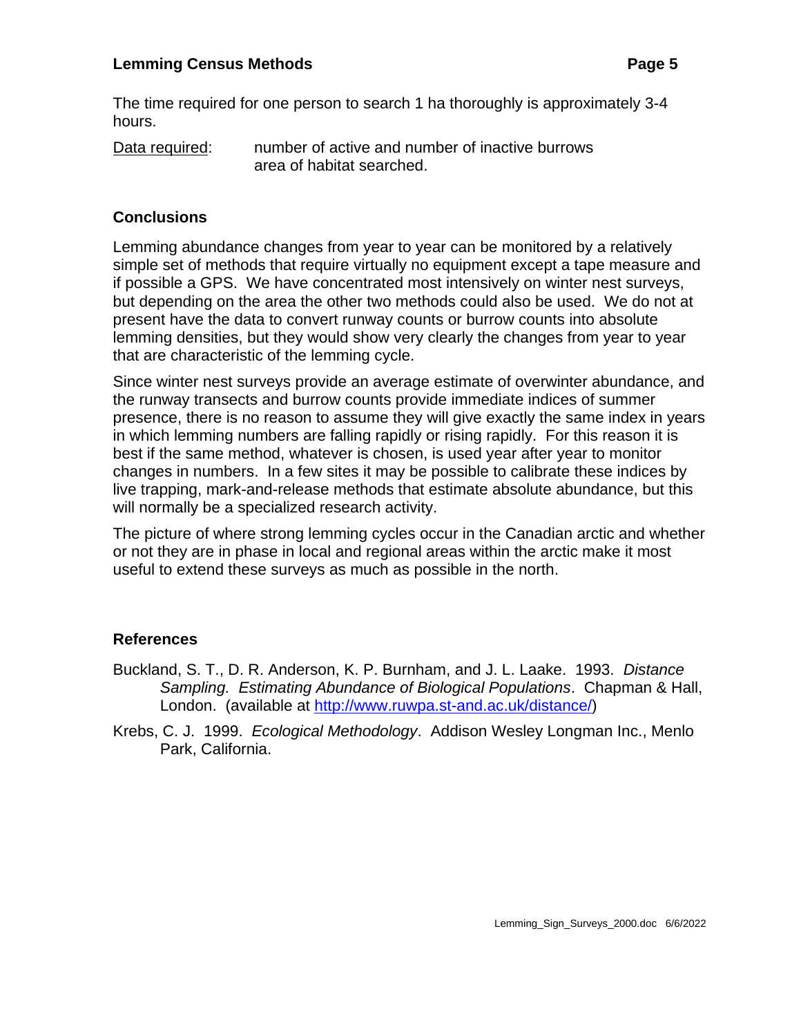The time required for one person to search 1 ha thoroughly is approximately 3-4 hours.

Data required: number of active and number of inactive burrows
area of habitat searched.

## Conclusions

Lemming abundance changes from year to year can be monitored by a relatively simple set of methods that require virtually no equipment except a tape measure and if possible a GPS. We have concentrated most intensively on winter nest surveys, but depending on the area the other two methods could also be used. We do not at present have the data to convert runway counts or burrow counts into absolute lemming densities, but they would show very clearly the changes from year to year that are characteristic of the lemming cycle.

Since winter nest surveys provide an average estimate of overwinter abundance, and the runway transects and burrow counts provide immediate indices of summer presence, there is no reason to assume they will give exactly the same index in years in which lemming numbers are falling rapidly or rising rapidly. For this reason it is best if the same method, whatever is chosen, is used year after year to monitor changes in numbers. In a few sites it may be possible to calibrate these indices by live trapping, mark-and-release methods that estimate absolute abundance, but this will normally be a specialized research activity.

The picture of where strong lemming cycles occur in the Canadian arctic and whether or not they are in phase in local and regional areas within the arctic make it most useful to extend these surveys as much as possible in the north.

## References

Buckland, S. T., D. R. Anderson, K. P. Burnham, and J. L. Laake. 1993. *Distance Sampling. Estimating Abundance of Biological Populations*. Chapman & Hall, London. (available at [http://www.ruwpa.st-and.ac.uk/distance/](http://www.ruwpa.st-and.ac.uk/distance/))

Krebs, C. J. 1999. *Ecological Methodology*. Addison Wesley Longman Inc., Menlo Park, California.